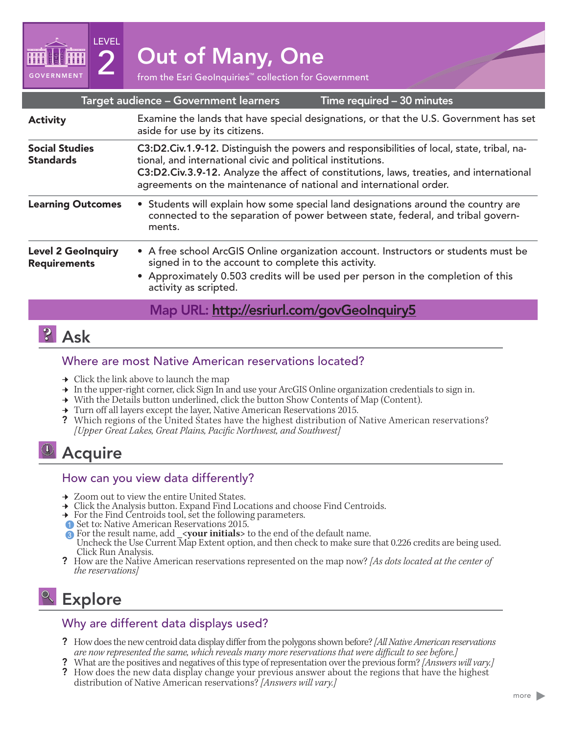GOVERNMENT

LEVEL 2

# Out of Many, One

from the Esri GeoInquiries™ collection for Government

| Target audience – Government learners | Time required – 30 minutes |
|---|---|
| **Activity** | Examine the lands that have special designations, or that the U.S. Government has set aside for use by its citizens. |
| **Social Studies Standards** | **C3:D2.Civ.1.9-12.** Distinguish the powers and responsibilities of local, state, tribal, national, and international civic and political institutions. **C3:D2.Civ.3.9-12.** Analyze the affect of constitutions, laws, treaties, and international agreements on the maintenance of national and international order. |
| **Learning Outcomes** | • Students will explain how some special land designations around the country are connected to the separation of power between state, federal, and tribal governments. |
| **Level 2 GeoInquiry Requirements** | • A free school ArcGIS Online organization account. Instructors or students must be signed in to the account to complete this activity. • Approximately 0.503 credits will be used per person in the completion of this activity as scripted. |

**Map URL: http://esriurl.com/govGeoInquiry5**

## Ask

### Where are most Native American reservations located?

→ Click the link above to launch the map
→ In the upper-right corner, click Sign In and use your ArcGIS Online organization credentials to sign in.
→ With the Details button underlined, click the button Show Contents of Map (Content).
→ Turn off all layers except the layer, Native American Reservations 2015.
? Which regions of the United States have the highest distribution of Native American reservations? *[Upper Great Lakes, Great Plains, Pacific Northwest, and Southwest]*

## Acquire

### How can you view data differently?

→ Zoom out to view the entire United States.
→ Click the Analysis button. Expand Find Locations and choose Find Centroids.
→ For the Find Centroids tool, set the following parameters.
1 Set to: Native American Reservations 2015.
3 For the result name, add _**<your initials>** to the end of the default name.
Uncheck the Use Current Map Extent option, and then check to make sure that 0.226 credits are being used.
Click Run Analysis.
? How are the Native American reservations represented on the map now? *[As dots located at the center of the reservations]*

## Explore

### Why are different data displays used?

? How does the new centroid data display differ from the polygons shown before? *[All Native American reservations are now represented the same, which reveals many more reservations that were difficult to see before.]*
? What are the positives and negatives of this type of representation over the previous form? *[Answers will vary.]*
? How does the new data display change your previous answer about the regions that have the highest distribution of Native American reservations? *[Answers will vary.]*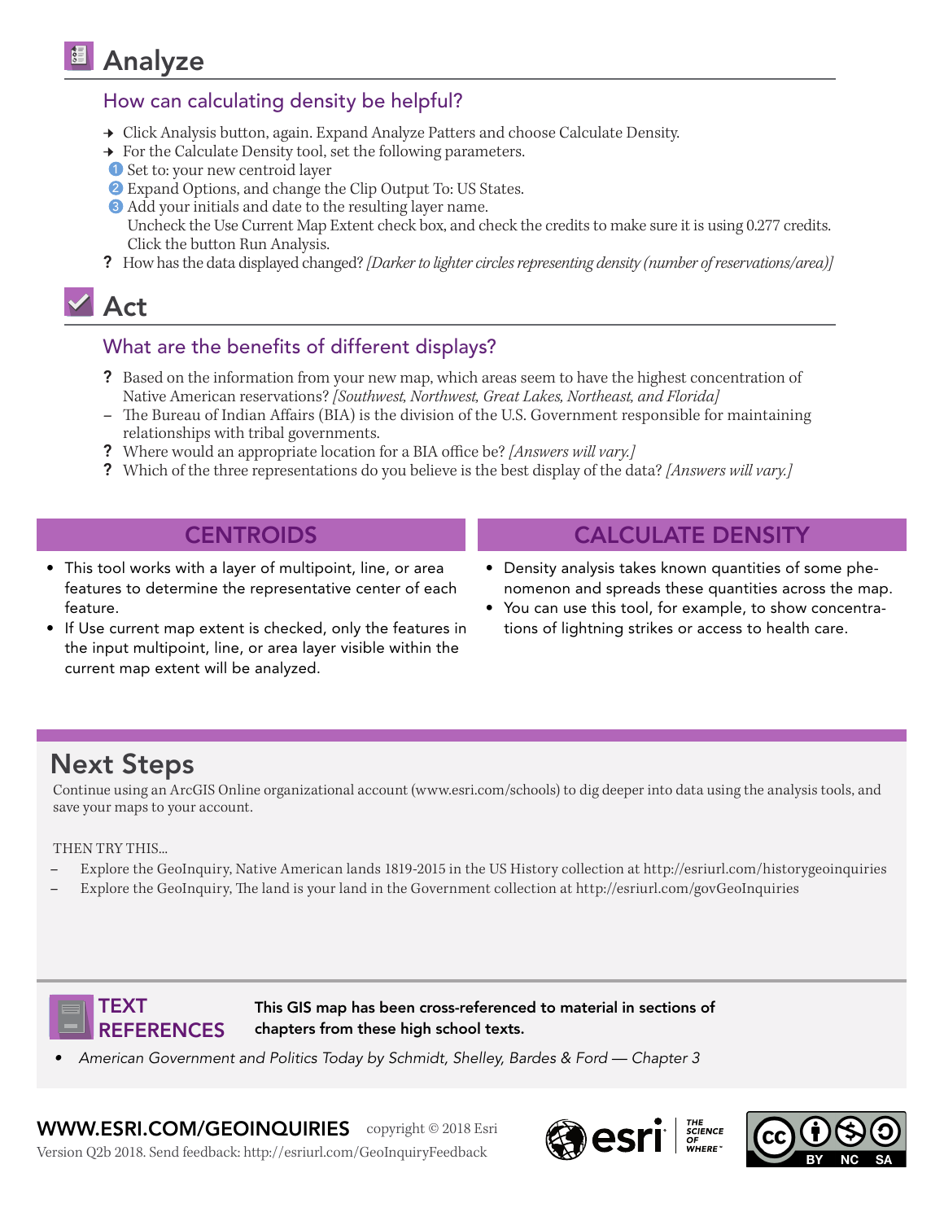# Analyze

## How can calculating density be helpful?

→ Click Analysis button, again. Expand Analyze Patters and choose Calculate Density.
→ For the Calculate Density tool, set the following parameters.
1. Set to: your new centroid layer
2. Expand Options, and change the Clip Output To: US States.
3. Add your initials and date to the resulting layer name.
   Uncheck the Use Current Map Extent check box, and check the credits to make sure it is using 0.277 credits.
   Click the button Run Analysis.

? How has the data displayed changed? *[Darker to lighter circles representing density (number of reservations/area)]*

# Act

## What are the benefits of different displays?

? Based on the information from your new map, which areas seem to have the highest concentration of Native American reservations? *[Southwest, Northwest, Great Lakes, Northeast, and Florida]*
– The Bureau of Indian Affairs (BIA) is the division of the U.S. Government responsible for maintaining relationships with tribal governments.
? Where would an appropriate location for a BIA office be? *[Answers will vary.]*
? Which of the three representations do you believe is the best display of the data? *[Answers will vary.]*

## CENTROIDS

- This tool works with a layer of multipoint, line, or area features to determine the representative center of each feature.
- If Use current map extent is checked, only the features in the input multipoint, line, or area layer visible within the current map extent will be analyzed.

## CALCULATE DENSITY

- Density analysis takes known quantities of some phenomenon and spreads these quantities across the map.
- You can use this tool, for example, to show concentrations of lightning strikes or access to health care.

# Next Steps

Continue using an ArcGIS Online organizational account (www.esri.com/schools) to dig deeper into data using the analysis tools, and save your maps to your account.

THEN TRY THIS...

– Explore the GeoInquiry, Native American lands 1819-2015 in the US History collection at http://esriurl.com/historygeoinquiries
– Explore the GeoInquiry, The land is your land in the Government collection at http://esriurl.com/govGeoInquiries

## TEXT REFERENCES

**This GIS map has been cross-referenced to material in sections of chapters from these high school texts.**

- *American Government and Politics Today by Schmidt, Shelley, Bardes & Ford — Chapter 3*

**WWW.ESRI.COM/GEOINQUIRIES** copyright © 2018 Esri
Version Q2b 2018. Send feedback: http://esriurl.com/GeoInquiryFeedback